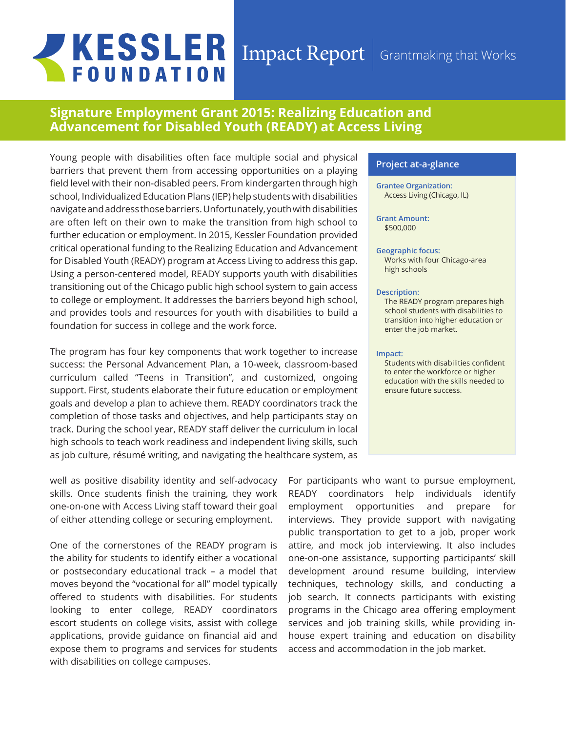# KESSLER FOUNDATION

Impact Report | Grantmaking that Works

## Signature Employment Grant 2015: Realizing Education and Advancement for Disabled Youth (READY) at Access Living

Young people with disabilities often face multiple social and physical barriers that prevent them from accessing opportunities on a playing field level with their non-disabled peers. From kindergarten through high school, Individualized Education Plans (IEP) help students with disabilities navigate and address those barriers. Unfortunately, youth with disabilities are often left on their own to make the transition from high school to further education or employment. In 2015, Kessler Foundation provided critical operational funding to the Realizing Education and Advancement for Disabled Youth (READY) program at Access Living to address this gap. Using a person-centered model, READY supports youth with disabilities transitioning out of the Chicago public high school system to gain access to college or employment. It addresses the barriers beyond high school, and provides tools and resources for youth with disabilities to build a foundation for success in college and the work force.

The program has four key components that work together to increase success: the Personal Advancement Plan, a 10-week, classroom-based curriculum called "Teens in Transition", and customized, ongoing support. First, students elaborate their future education or employment goals and develop a plan to achieve them. READY coordinators track the completion of those tasks and objectives, and help participants stay on track. During the school year, READY staff deliver the curriculum in local high schools to teach work readiness and independent living skills, such as job culture, résumé writing, and navigating the healthcare system, as well as positive disability identity and self-advocacy skills. Once students finish the training, they work one-on-one with Access Living staff toward their goal of either attending college or securing employment.

One of the cornerstones of the READY program is the ability for students to identify either a vocational or postsecondary educational track – a model that moves beyond the "vocational for all" model typically offered to students with disabilities. For students looking to enter college, READY coordinators escort students on college visits, assist with college applications, provide guidance on financial aid and expose them to programs and services for students with disabilities on college campuses.

For participants who want to pursue employment, READY coordinators help individuals identify employment opportunities and prepare for interviews. They provide support with navigating public transportation to get to a job, proper work attire, and mock job interviewing. It also includes one-on-one assistance, supporting participants' skill development around resume building, interview techniques, technology skills, and conducting a job search. It connects participants with existing programs in the Chicago area offering employment services and job training skills, while providing in-house expert training and education on disability access and accommodation in the job market.

### Project at-a-glance

**Grantee Organization:**
Access Living (Chicago, IL)

**Grant Amount:**
$500,000

**Geographic focus:**
Works with four Chicago-area high schools

**Description:**
The READY program prepares high school students with disabilities to transition into higher education or enter the job market.

**Impact:**
Students with disabilities confident to enter the workforce or higher education with the skills needed to ensure future success.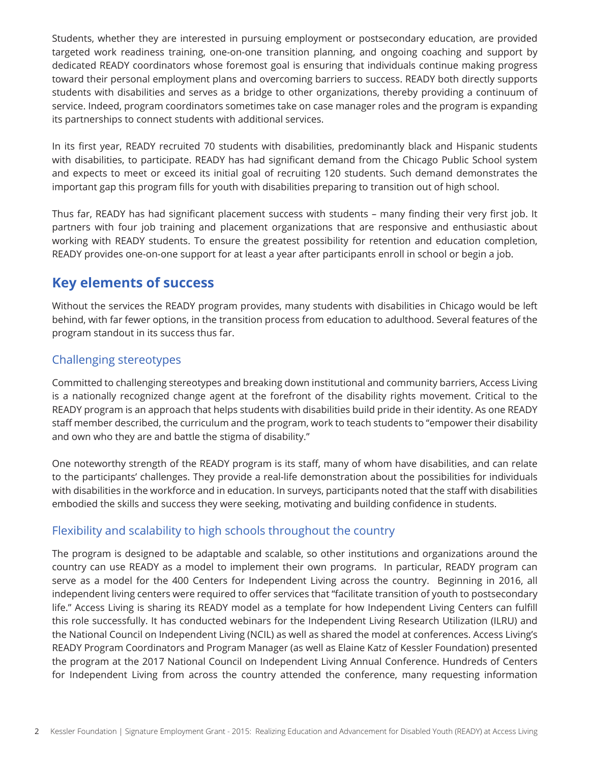Students, whether they are interested in pursuing employment or postsecondary education, are provided targeted work readiness training, one-on-one transition planning, and ongoing coaching and support by dedicated READY coordinators whose foremost goal is ensuring that individuals continue making progress toward their personal employment plans and overcoming barriers to success. READY both directly supports students with disabilities and serves as a bridge to other organizations, thereby providing a continuum of service. Indeed, program coordinators sometimes take on case manager roles and the program is expanding its partnerships to connect students with additional services.

In its first year, READY recruited 70 students with disabilities, predominantly black and Hispanic students with disabilities, to participate. READY has had significant demand from the Chicago Public School system and expects to meet or exceed its initial goal of recruiting 120 students. Such demand demonstrates the important gap this program fills for youth with disabilities preparing to transition out of high school.

Thus far, READY has had significant placement success with students – many finding their very first job. It partners with four job training and placement organizations that are responsive and enthusiastic about working with READY students. To ensure the greatest possibility for retention and education completion, READY provides one-on-one support for at least a year after participants enroll in school or begin a job.

## Key elements of success

Without the services the READY program provides, many students with disabilities in Chicago would be left behind, with far fewer options, in the transition process from education to adulthood. Several features of the program standout in its success thus far.

### Challenging stereotypes

Committed to challenging stereotypes and breaking down institutional and community barriers, Access Living is a nationally recognized change agent at the forefront of the disability rights movement. Critical to the READY program is an approach that helps students with disabilities build pride in their identity. As one READY staff member described, the curriculum and the program, work to teach students to "empower their disability and own who they are and battle the stigma of disability."

One noteworthy strength of the READY program is its staff, many of whom have disabilities, and can relate to the participants' challenges. They provide a real-life demonstration about the possibilities for individuals with disabilities in the workforce and in education. In surveys, participants noted that the staff with disabilities embodied the skills and success they were seeking, motivating and building confidence in students.

### Flexibility and scalability to high schools throughout the country

The program is designed to be adaptable and scalable, so other institutions and organizations around the country can use READY as a model to implement their own programs. In particular, READY program can serve as a model for the 400 Centers for Independent Living across the country. Beginning in 2016, all independent living centers were required to offer services that "facilitate transition of youth to postsecondary life." Access Living is sharing its READY model as a template for how Independent Living Centers can fulfill this role successfully. It has conducted webinars for the Independent Living Research Utilization (ILRU) and the National Council on Independent Living (NCIL) as well as shared the model at conferences. Access Living's READY Program Coordinators and Program Manager (as well as Elaine Katz of Kessler Foundation) presented the program at the 2017 National Council on Independent Living Annual Conference. Hundreds of Centers for Independent Living from across the country attended the conference, many requesting information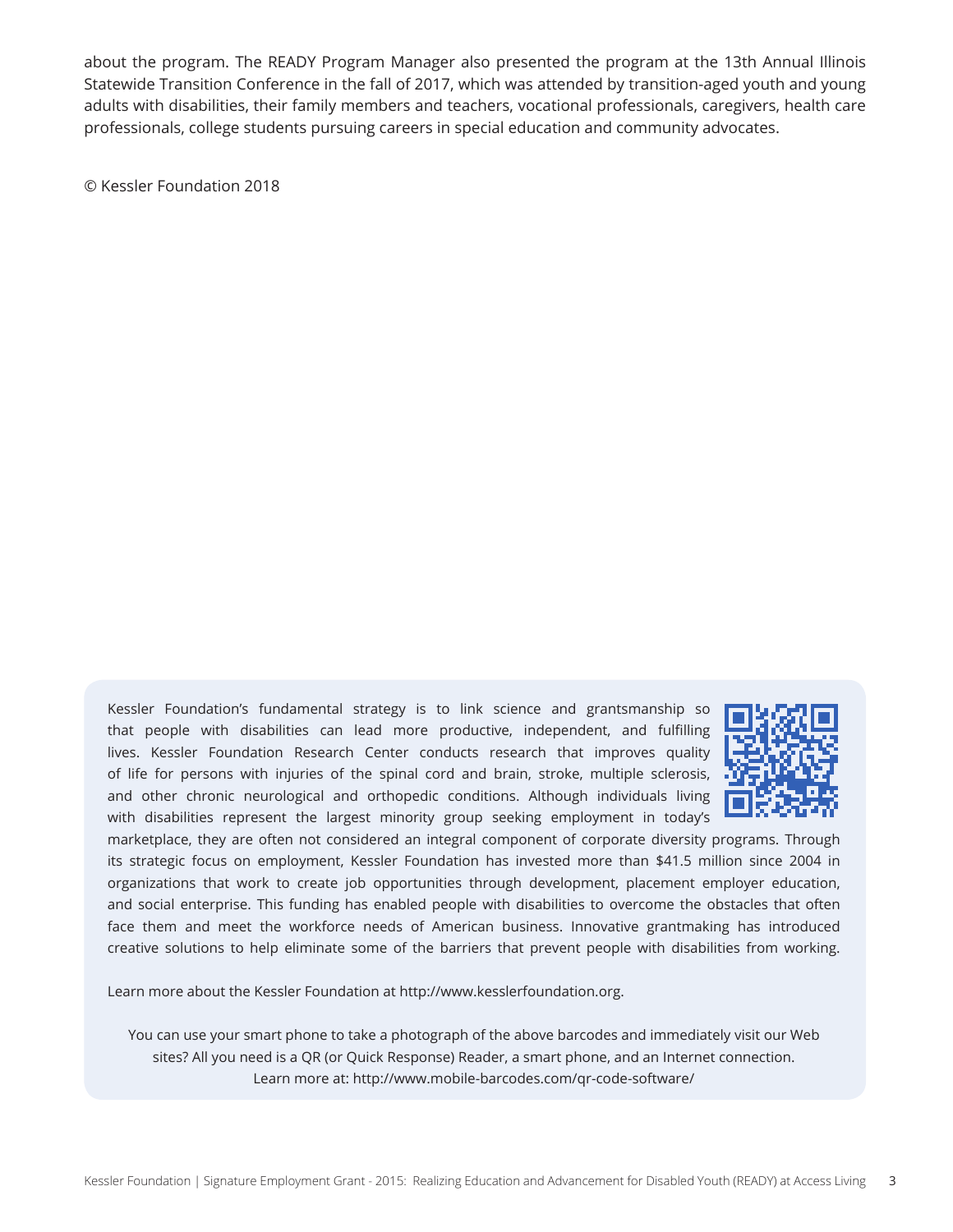about the program. The READY Program Manager also presented the program at the 13th Annual Illinois Statewide Transition Conference in the fall of 2017, which was attended by transition-aged youth and young adults with disabilities, their family members and teachers, vocational professionals, caregivers, health care professionals, college students pursuing careers in special education and community advocates.

© Kessler Foundation 2018

Kessler Foundation's fundamental strategy is to link science and grantsmanship so that people with disabilities can lead more productive, independent, and fulfilling lives. Kessler Foundation Research Center conducts research that improves quality of life for persons with injuries of the spinal cord and brain, stroke, multiple sclerosis, and other chronic neurological and orthopedic conditions. Although individuals living with disabilities represent the largest minority group seeking employment in today's marketplace, they are often not considered an integral component of corporate diversity programs. Through its strategic focus on employment, Kessler Foundation has invested more than $41.5 million since 2004 in organizations that work to create job opportunities through development, placement employer education, and social enterprise. This funding has enabled people with disabilities to overcome the obstacles that often face them and meet the workforce needs of American business. Innovative grantmaking has introduced creative solutions to help eliminate some of the barriers that prevent people with disabilities from working.

Learn more about the Kessler Foundation at http://www.kesslerfoundation.org.

You can use your smart phone to take a photograph of the above barcodes and immediately visit our Web sites? All you need is a QR (or Quick Response) Reader, a smart phone, and an Internet connection. Learn more at: http://www.mobile-barcodes.com/qr-code-software/